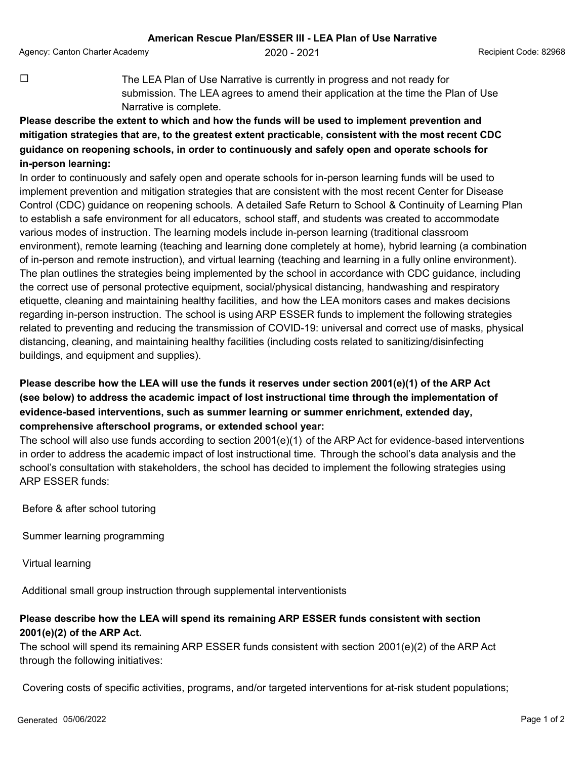## American Rescue Plan/ESSER III - LEA Plan of Use Narrative

Agency: Canton Charter Academy 2020 - 2021 Recipient Code: 82968

☐ The LEA Plan of Use Narrative is currently in progress and not ready for submission. The LEA agrees to amend their application at the time the Plan of Use Narrative is complete.

**Please describe the extent to which and how the funds will be used to implement prevention and mitigation strategies that are, to the greatest extent practicable, consistent with the most recent CDC guidance on reopening schools, in order to continuously and safely open and operate schools for in-person learning:**

In order to continuously and safely open and operate schools for in-person learning funds will be used to implement prevention and mitigation strategies that are consistent with the most recent Center for Disease Control (CDC) guidance on reopening schools. A detailed Safe Return to School & Continuity of Learning Plan to establish a safe environment for all educators, school staff, and students was created to accommodate various modes of instruction. The learning models include in-person learning (traditional classroom environment), remote learning (teaching and learning done completely at home), hybrid learning (a combination of in-person and remote instruction), and virtual learning (teaching and learning in a fully online environment). The plan outlines the strategies being implemented by the school in accordance with CDC guidance, including the correct use of personal protective equipment, social/physical distancing, handwashing and respiratory etiquette, cleaning and maintaining healthy facilities, and how the LEA monitors cases and makes decisions regarding in-person instruction. The school is using ARP ESSER funds to implement the following strategies related to preventing and reducing the transmission of COVID-19: universal and correct use of masks, physical distancing, cleaning, and maintaining healthy facilities (including costs related to sanitizing/disinfecting buildings, and equipment and supplies).

**Please describe how the LEA will use the funds it reserves under section 2001(e)(1) of the ARP Act (see below) to address the academic impact of lost instructional time through the implementation of evidence-based interventions, such as summer learning or summer enrichment, extended day, comprehensive afterschool programs, or extended school year:**

The school will also use funds according to section 2001(e)(1) of the ARP Act for evidence-based interventions in order to address the academic impact of lost instructional time. Through the school's data analysis and the school's consultation with stakeholders, the school has decided to implement the following strategies using ARP ESSER funds:

Before & after school tutoring

Summer learning programming

Virtual learning

Additional small group instruction through supplemental interventionists

**Please describe how the LEA will spend its remaining ARP ESSER funds consistent with section 2001(e)(2) of the ARP Act.**

The school will spend its remaining ARP ESSER funds consistent with section 2001(e)(2) of the ARP Act through the following initiatives:

Covering costs of specific activities, programs, and/or targeted interventions for at-risk student populations;

Generated 05/06/2022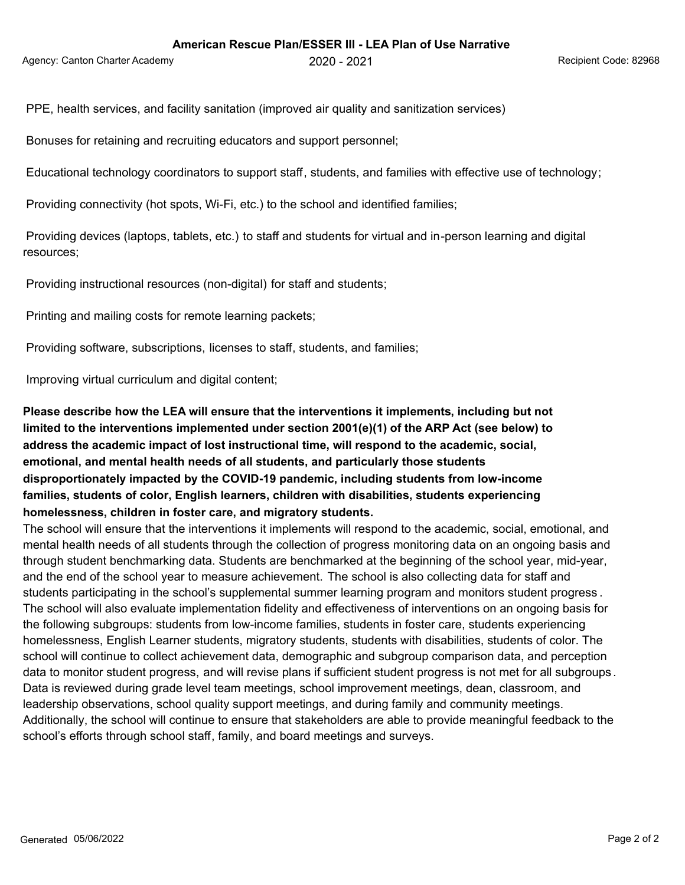PPE, health services, and facility sanitation (improved air quality and sanitization services)

Bonuses for retaining and recruiting educators and support personnel;

Educational technology coordinators to support staff, students, and families with effective use of technology;

Providing connectivity (hot spots, Wi-Fi, etc.) to the school and identified families;

Providing devices (laptops, tablets, etc.) to staff and students for virtual and in-person learning and digital resources;

Providing instructional resources (non-digital) for staff and students;

Printing and mailing costs for remote learning packets;

Providing software, subscriptions, licenses to staff, students, and families;

Improving virtual curriculum and digital content;

**Please describe how the LEA will ensure that the interventions it implements, including but not limited to the interventions implemented under section 2001(e)(1) of the ARP Act (see below) to address the academic impact of lost instructional time, will respond to the academic, social, emotional, and mental health needs of all students, and particularly those students disproportionately impacted by the COVID-19 pandemic, including students from low-income families, students of color, English learners, children with disabilities, students experiencing homelessness, children in foster care, and migratory students.**

The school will ensure that the interventions it implements will respond to the academic, social, emotional, and mental health needs of all students through the collection of progress monitoring data on an ongoing basis and through student benchmarking data. Students are benchmarked at the beginning of the school year, mid-year, and the end of the school year to measure achievement. The school is also collecting data for staff and students participating in the school's supplemental summer learning program and monitors student progress. The school will also evaluate implementation fidelity and effectiveness of interventions on an ongoing basis for the following subgroups: students from low-income families, students in foster care, students experiencing homelessness, English Learner students, migratory students, students with disabilities, students of color. The school will continue to collect achievement data, demographic and subgroup comparison data, and perception data to monitor student progress, and will revise plans if sufficient student progress is not met for all subgroups. Data is reviewed during grade level team meetings, school improvement meetings, dean, classroom, and leadership observations, school quality support meetings, and during family and community meetings. Additionally, the school will continue to ensure that stakeholders are able to provide meaningful feedback to the school's efforts through school staff, family, and board meetings and surveys.